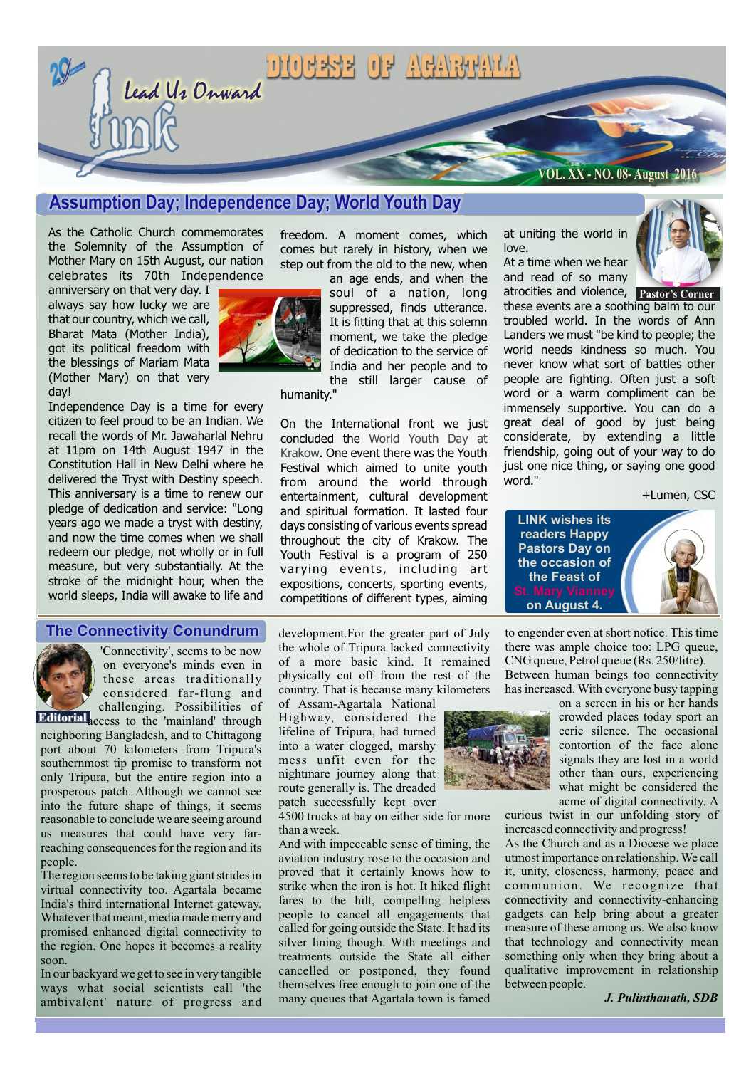# Link — Lead Us Onward

## DIOCESE OF AGARTALA

VOL. XX - NO. 08- August 2016

## Assumption Day; Independence Day; World Youth Day

As the Catholic Church commemorates the Solemnity of the Assumption of Mother Mary on 15th August, our nation celebrates its 70th Independence anniversary on that very day. I always say how lucky we are that our country, which we call, Bharat Mata (Mother India), got its political freedom with the blessings of Mariam Mata (Mother Mary) on that very day!

Independence Day is a time for every citizen to feel proud to be an Indian. We recall the words of Mr. Jawaharlal Nehru at 11pm on 14th August 1947 in the Constitution Hall in New Delhi where he delivered the Tryst with Destiny speech. This anniversary is a time to renew our pledge of dedication and service: "Long years ago we made a tryst with destiny, and now the time comes when we shall redeem our pledge, not wholly or in full measure, but very substantially. At the stroke of the midnight hour, when the world sleeps, India will awake to life and freedom. A moment comes, which comes but rarely in history, when we step out from the old to the new, when an age ends, and when the soul of a nation, long suppressed, finds utterance. It is fitting that at this solemn moment, we take the pledge of dedication to the service of India and her people and to the still larger cause of humanity."

On the International front we just concluded the World Youth Day at Krakow. One event there was the Youth Festival which aimed to unite youth from around the world through entertainment, cultural development and spiritual formation. It lasted four days consisting of various events spread throughout the city of Krakow. The Youth Festival is a program of 250 varying events, including art expositions, concerts, sporting events, competitions of different types, aiming at uniting the world in love.

At a time when we hear and read of so many atrocities and violence, these events are a soothing balm to our troubled world. In the words of Ann Landers we must "be kind to people; the world needs kindness so much. You never know what sort of battles other people are fighting. Often just a soft word or a warm compliment can be immensely supportive. You can do a great deal of good by just being considerate, by extending a little friendship, going out of your way to do just one nice thing, or saying one good word."

+Lumen, CSC

**Pastor's Corner**

**LINK wishes its readers Happy Pastors Day on the occasion of the Feast of St. Mary Vianney on August 4.**

## The Connectivity Conundrum

**Editorial**

'Connectivity', seems to be now on everyone's minds even in these areas traditionally considered far-flung and challenging. Possibilities of access to the 'mainland' through neighboring Bangladesh, and to Chittagong port about 70 kilometers from Tripura's southernmost tip promise to transform not only Tripura, but the entire region into a prosperous patch. Although we cannot see into the future shape of things, it seems reasonable to conclude we are seeing around us measures that could have very far-reaching consequences for the region and its people.

The region seems to be taking giant strides in virtual connectivity too. Agartala became India's third international Internet gateway. Whatever that meant, media made merry and promised enhanced digital connectivity to the region. One hopes it becomes a reality soon.

In our backyard we get to see in very tangible ways what social scientists call 'the ambivalent' nature of progress and development. For the greater part of July the whole of Tripura lacked connectivity of a more basic kind. It remained physically cut off from the rest of the country. That is because many kilometers of Assam-Agartala National Highway, considered the lifeline of Tripura, had turned into a water clogged, marshy mess unfit even for the nightmare journey along that route generally is. The dreaded patch successfully kept over 4500 trucks at bay on either side for more than a week.

And with impeccable sense of timing, the aviation industry rose to the occasion and proved that it certainly knows how to strike when the iron is hot. It hiked flight fares to the hilt, compelling helpless people to cancel all engagements that called for going outside the State. It had its silver lining though. With meetings and treatments outside the State all either cancelled or postponed, they found themselves free enough to join one of the many queues that Agartala town is famed to engender even at short notice. This time there was ample choice too: LPG queue, CNG queue, Petrol queue (Rs. 250/litre).

Between human beings too connectivity has increased. With everyone busy tapping on a screen in his or her hands crowded places today sport an eerie silence. The occasional contortion of the face alone signals they are lost in a world other than ours, experiencing what might be considered the acme of digital connectivity. A curious twist in our unfolding story of increased connectivity and progress!

As the Church and as a Diocese we place utmost importance on relationship. We call it, unity, closeness, harmony, peace and communion. We recognize that connectivity and connectivity-enhancing gadgets can help bring about a greater measure of these among us. We also know that technology and connectivity mean something only when they bring about a qualitative improvement in relationship between people.

*J. Pulinthanath, SDB*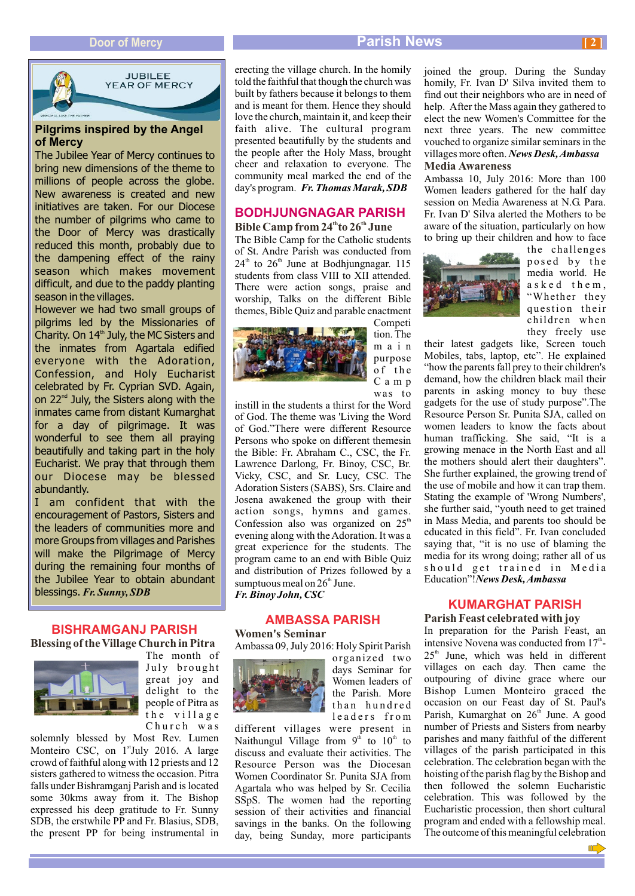## Pilgrims inspired by the Angel of Mercy

The Jubilee Year of Mercy continues to bring new dimensions of the theme to millions of people across the globe. New awareness is created and new initiatives are taken. For our Diocese the number of pilgrims who came to the Door of Mercy was drastically reduced this month, probably due to the dampening effect of the rainy season which makes movement difficult, and due to the paddy planting season in the villages.

However we had two small groups of pilgrims led by the Missionaries of Charity. On 14th July, the MC Sisters and the inmates from Agartala edified everyone with the Adoration, Confession, and Holy Eucharist celebrated by Fr. Cyprian SVD. Again, on 22nd July, the Sisters along with the inmates came from distant Kumarghat for a day of pilgrimage. It was wonderful to see them all praying beautifully and taking part in the holy Eucharist. We pray that through them our Diocese may be blessed abundantly.

I am confident that with the encouragement of Pastors, Sisters and the leaders of communities more and more Groups from villages and Parishes will make the Pilgrimage of Mercy during the remaining four months of the Jubilee Year to obtain abundant blessings. ***Fr. Sunny, SDB***

## BISHRAMGANJ PARISH

### Blessing of the Village Church in Pitra

The month of July brought great joy and delight to the people of Pitra as the village Church was solemnly blessed by Most Rev. Lumen Monteiro CSC, on 1st July 2016. A large crowd of faithful along with 12 priests and 12 sisters gathered to witness the occasion. Pitra falls under Bishramganj Parish and is located some 30kms away from it. The Bishop expressed his deep gratitude to Fr. Sunny SDB, the erstwhile PP and Fr. Blasius, SDB, the present PP for being instrumental in erecting the village church. In the homily told the faithful that though the church was built by fathers because it belongs to them and is meant for them. Hence they should love the church, maintain it, and keep their faith alive. The cultural program presented beautifully by the students and the people after the Holy Mass, brought cheer and relaxation to everyone. The community meal marked the end of the day's program. ***Fr. Thomas Marak, SDB***

## BODHJUNGNAGAR PARISH

### Bible Camp from 24th to 26th June

The Bible Camp for the Catholic students of St. Andre Parish was conducted from 24th to 26th June at Bodhjungnagar. 115 students from class VIII to XII attended. There were action songs, praise and worship, Talks on the different Bible themes, Bible Quiz and parable enactment Competition. The main purpose of the Camp was to instill in the students a thirst for the Word of God. The theme was 'Living the Word of God.' There were different Resource Persons who spoke on different themesin the Bible: Fr. Abraham C., CSC, the Fr. Lawrence Darlong, Fr. Binoy, CSC, Br. Vicky, CSC, and Sr. Lucy, CSC. The Adoration Sisters (SABS), Srs. Claire and Josena awakened the group with their action songs, hymns and games. Confession also was organized on 25th evening along with the Adoration. It was a great experience for the students. The program came to an end with Bible Quiz and distribution of Prizes followed by a sumptuous meal on 26th June.

***Fr. Binoy John, CSC***

## AMBASSA PARISH

### Women's Seminar

Ambassa 09, July 2016: Holy Spirit Parish organized two days Seminar for Women leaders of the Parish. More than hundred leaders from different villages were present in Naithungul Village from 9th to 10th to discuss and evaluate their activities. The Resource Person was the Diocesan Women Coordinator Sr. Punita SJA from Agartala who was helped by Sr. Cecilia SSpS. The women had the reporting session of their activities and financial savings in the banks. On the following day, being Sunday, more participants joined the group. During the Sunday homily, Fr. Ivan D' Silva invited them to find out their neighbors who are in need of help. After the Mass again they gathered to elect the new Women's Committee for the next three years. The new committee vouched to organize similar seminars in the villages more often. ***News Desk, Ambassa***

### Media Awareness

Ambassa 10, July 2016: More than 100 Women leaders gathered for the half day session on Media Awareness at N.G. Para. Fr. Ivan D' Silva alerted the Mothers to be aware of the situation, particularly on how to bring up their children and how to face the challenges posed by the media world. He asked them, "Whether they question their children when they freely use their latest gadgets like, Screen touch Mobiles, tabs, laptop, etc". He explained "how the parents fall prey to their children's demand, how the children black mail their parents in asking money to buy these gadgets for the use of study purpose".The Resource Person Sr. Punita SJA, called on women leaders to know the facts about human trafficking. She said, "It is a growing menace in the North East and all the mothers should alert their daughters". She further explained, the growing trend of the use of mobile and how it can trap them. Stating the example of 'Wrong Numbers', she further said, "youth need to get trained in Mass Media, and parents too should be educated in this field". Fr. Ivan concluded saying that, "it is no use of blaming the media for its wrong doing; rather all of us should get trained in Media Education"!***News Desk, Ambassa***

## KUMARGHAT PARISH

### Parish Feast celebrated with joy

In preparation for the Parish Feast, an intensive Novena was conducted from 17th-25th June, which was held in different villages on each day. Then came the outpouring of divine grace where our Bishop Lumen Monteiro graced the occasion on our Feast day of St. Paul's Parish, Kumarghat on 26th June. A good number of Priests and Sisters from nearby parishes and many faithful of the different villages of the parish participated in this celebration. The celebration began with the hoisting of the parish flag by the Bishop and then followed the solemn Eucharistic celebration. This was followed by the Eucharistic procession, then short cultural program and ended with a fellowship meal. The outcome of this meaningful celebration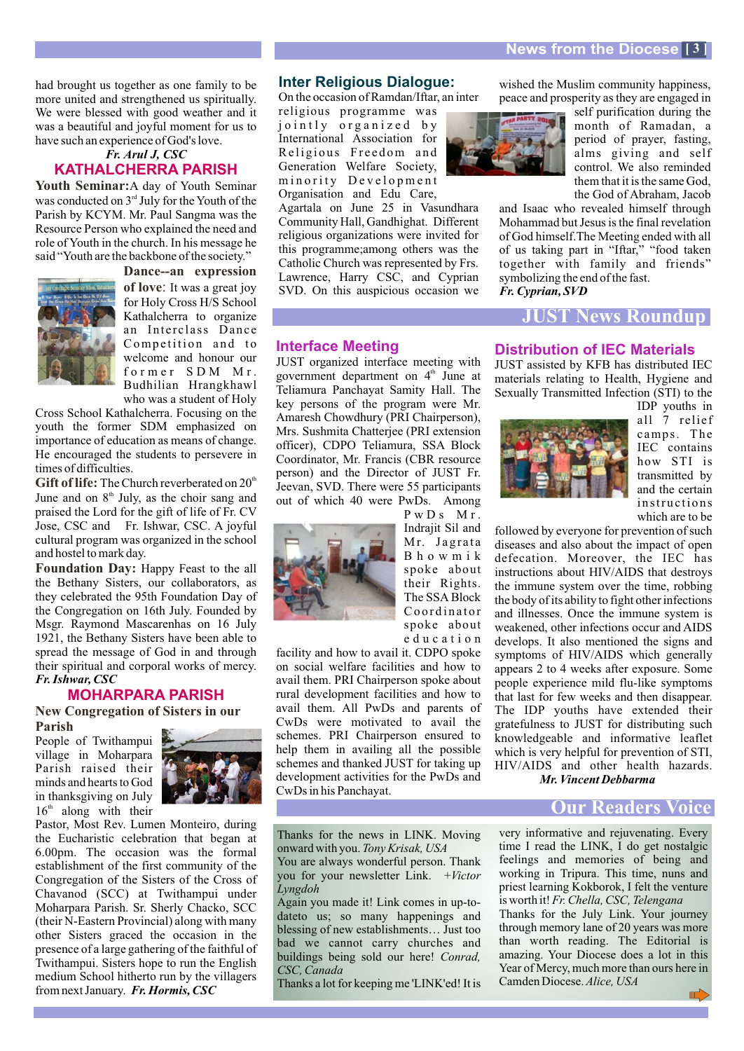had brought us together as one family to be more united and strengthened us spiritually. We were blessed with good weather and it was a beautiful and joyful moment for us to have such an experience of God's love.

***Fr. Arul J, CSC***

## KATHALCHERRA PARISH

**Youth Seminar:** A day of Youth Seminar was conducted on 3rd July for the Youth of the Parish by KCYM. Mr. Paul Sangma was the Resource Person who explained the need and role of Youth in the church. In his message he said "Youth are the backbone of the society."

**Dance--an expression of love**: It was a great joy for Holy Cross H/S School Kathalcherra to organize an Interclass Dance Competition and to welcome and honour our former SDM Mr. Budhilian Hrangkhawl who was a student of Holy Cross School Kathalcherra. Focusing on the youth the former SDM emphasized on the importance of education as means of change. He encouraged the students to persevere in times of difficulties.

**Gift of life:** The Church reverberated on 20th June and on 8th July, as the choir sang and praised the Lord for the gift of life of Fr. CV Jose, CSC and Fr. Ishwar, CSC. A joyful cultural program was organized in the school and hostel to mark day.

**Foundation Day:** Happy Feast to the all the Bethany Sisters, our collaborators, as they celebrated the 95th Foundation Day of the Congregation on 16th July. Founded by Msgr. Raymond Mascarenhas on 16 July 1921, the Bethany Sisters have been able to spread the message of God in and through their spiritual and corporal works of mercy.

***Fr. Ishwar, CSC***

## MOHARPARA PARISH

**New Congregation of Sisters in our Parish**

People of Twithampui village in Moharpara Parish raised their minds and hearts to God in thanksgiving on July 16th along with their Pastor, Most Rev. Lumen Monteiro, during the Eucharistic celebration that began at 6.00pm. The occasion was the formal establishment of the first community of the Congregation of the Sisters of the Cross of Chavanod (SCC) at Twithampui under Moharpara Parish. Sr. Sherly Chacko, SCC (their N-Eastern Provincial) along with many other Sisters graced the occasion in the presence of a large gathering of the faithful of Twithampui. Sisters hope to run the English medium School hitherto run by the villagers from next January. ***Fr. Hormis, CSC***

## Inter Religious Dialogue:

On the occasion of Ramdan/Iftar, an inter religious programme was jointly organized by International Association for Religious Freedom and Generation Welfare Society, minority Development Organisation and Edu Care, Agartala on June 25 in Vasundhara Community Hall, Gandhighat. Different religious organizations were invited for this programme;among others was the Catholic Church was represented by Frs. Lawrence, Harry CSC, and Cyprian SVD. On this auspicious occasion we wished the Muslim community happiness, peace and prosperity as they are engaged in self purification during the month of Ramadan, a period of prayer, fasting, alms giving and self control. We also reminded them that it is the same God, the God of Abraham, Jacob and Isaac who revealed himself through Mohammad but Jesus is the final revelation of God himself.The Meeting ended with all of us taking part in "Iftar," "food taken together with family and friends" symbolizing the end of the fast.

***Fr. Cyprian, SVD***

# JUST News Roundup

## Interface Meeting

JUST organized interface meeting with government department on 4th June at Teliamura Panchayat Samity Hall. The key persons of the program were Mr. Amaresh Chowdhury (PRI Chairperson), Mrs. Sushmita Chatterjee (PRI extension officer), CDPO Teliamura, SSA Block Coordinator, Mr. Francis (CBR resource person) and the Director of JUST Fr. Jeevan, SVD. There were 55 participants out of which 40 were PwDs. Among PwDs Mr. Indrajit Sil and Mr. Jagrata Bhowmik spoke about their Rights. The SSA Block Coordinator spoke about education facility and how to avail it. CDPO spoke on social welfare facilities and how to avail them. PRI Chairperson spoke about rural development facilities and how to avail them. All PwDs and parents of CwDs were motivated to avail the schemes. PRI Chairperson ensured to help them in availing all the possible schemes and thanked JUST for taking up development activities for the PwDs and CwDs in his Panchayat.

## Distribution of IEC Materials

JUST assisted by KFB has distributed IEC materials relating to Health, Hygiene and Sexually Transmitted Infection (STI) to the IDP youths in all 7 relief camps. The IEC contains how STI is transmitted by and the certain instructions which are to be followed by everyone for prevention of such diseases and also about the impact of open defecation. Moreover, the IEC has instructions about HIV/AIDS that destroys the immune system over the time, robbing the body of its ability to fight other infections and illnesses. Once the immune system is weakened, other infections occur and AIDS develops. It also mentioned the signs and symptoms of HIV/AIDS which generally appears 2 to 4 weeks after exposure. Some people experience mild flu-like symptoms that last for few weeks and then disappear. The IDP youths have extended their gratefulness to JUST for distributing such knowledgeable and informative leaflet which is very helpful for prevention of STI, HIV/AIDS and other health hazards.

***Mr. Vincent Debbarma***

# Our Readers Voice

Thanks for the news in LINK. Moving onward with you. *Tony Krisak, USA*

You are always wonderful person. Thank you for your newsletter Link. *+Victor Lyngdoh*

Again you made it! Link comes in up-to-dateto us; so many happenings and blessing of new establishments… Just too bad we cannot carry churches and buildings being sold our here! *Conrad, CSC, Canada*

Thanks a lot for keeping me 'LINK'ed! It is very informative and rejuvenating. Every time I read the LINK, I do get nostalgic feelings and memories of being and working in Tripura. This time, nuns and priest learning Kokborok, I felt the venture is worth it! *Fr. Chella, CSC, Telengana*

Thanks for the July Link. Your journey through memory lane of 20 years was more than worth reading. The Editorial is amazing. Your Diocese does a lot in this Year of Mercy, much more than ours here in Camden Diocese. *Alice, USA*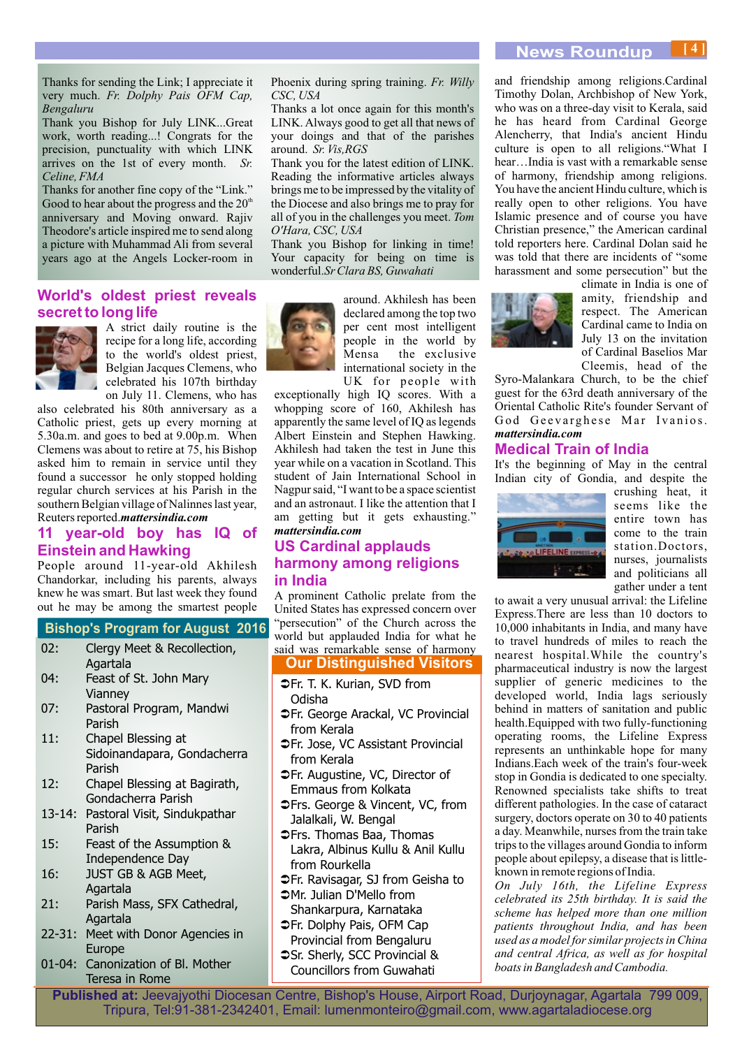Thanks for sending the Link; I appreciate it very much. *Fr. Dolphy Pais OFM Cap, Bengaluru*

Thank you Bishop for July LINK...Great work, worth reading...! Congrats for the precision, punctuality with which LINK arrives on the 1st of every month. *Sr. Celine, FMA*

Thanks for another fine copy of the "Link." Good to hear about the progress and the 20th anniversary and Moving onward. Rajiv Theodore's article inspired me to send along a picture with Muhammad Ali from several years ago at the Angels Locker-room in Phoenix during spring training. *Fr. Willy CSC, USA*

Thanks a lot once again for this month's LINK. Always good to get all that news of your doings and that of the parishes around. *Sr. Vis,RGS*

Thank you for the latest edition of LINK. Reading the informative articles always brings me to be impressed by the vitality of the Diocese and also brings me to pray for all of you in the challenges you meet. *Tom O'Hara, CSC, USA*

Thank you Bishop for linking in time! Your capacity for being on time is wonderful.*Sr Clara BS, Guwahati*

## World's oldest priest reveals secret to long life

A strict daily routine is the recipe for a long life, according to the world's oldest priest, Belgian Jacques Clemens, who celebrated his 107th birthday on July 11. Clemens, who has also celebrated his 80th anniversary as a Catholic priest, gets up every morning at 5.30a.m. and goes to bed at 9.00p.m. When Clemens was about to retire at 75, his Bishop asked him to remain in service until they found a successor he only stopped holding regular church services at his Parish in the southern Belgian village of Nalinnes last year, Reuters reported.***mattersindia.com***

## 11 year-old boy has IQ of Einstein and Hawking

People around 11-year-old Akhilesh Chandorkar, including his parents, always knew he was smart. But last week they found out he may be among the smartest people around. Akhilesh has been declared among the top two per cent most intelligent people in the world by Mensa the exclusive international society in the UK for people with exceptionally high IQ scores. With a whopping score of 160, Akhilesh has apparently the same level of IQ as legends Albert Einstein and Stephen Hawking. Akhilesh had taken the test in June this year while on a vacation in Scotland. This student of Jain International School in Nagpur said, "I want to be a space scientist and an astronaut. I like the attention that I am getting but it gets exhausting." ***mattersindia.com***

## Bishop's Program for August 2016

| | |
|---|---|
| 02: | Clergy Meet & Recollection, Agartala |
| 04: | Feast of St. John Mary Vianney |
| 07: | Pastoral Program, Mandwi Parish |
| 11: | Chapel Blessing at Sidoinandapara, Gondacherra Parish |
| 12: | Chapel Blessing at Bagirath, Gondacherra Parish |
| 13-14: | Pastoral Visit, Sindukpathar Parish |
| 15: | Feast of the Assumption & Independence Day |
| 16: | JUST GB & AGB Meet, Agartala |
| 21: | Parish Mass, SFX Cathedral, Agartala |
| 22-31: | Meet with Donor Agencies in Europe |
| 01-04: | Canonization of Bl. Mother Teresa in Rome |

## US Cardinal applauds harmony among religions in India

A prominent Catholic prelate from the United States has expressed concern over "persecution" of the Church across the world but applauded India for what he said was remarkable sense of harmony and friendship among religions.Cardinal Timothy Dolan, Archbishop of New York, who was on a three-day visit to Kerala, said he has heard from Cardinal George Alencherry, that India's ancient Hindu culture is open to all religions."What I hear…India is vast with a remarkable sense of harmony, friendship among religions. You have the ancient Hindu culture, which is really open to other religions. You have Islamic presence and of course you have Christian presence," the American cardinal told reporters here. Cardinal Dolan said he was told that there are incidents of "some harassment and some persecution" but the climate in India is one of amity, friendship and respect. The American Cardinal came to India on July 13 on the invitation of Cardinal Baselios Mar Cleemis, head of the Syro-Malankara Church, to be the chief guest for the 63rd death anniversary of the Oriental Catholic Rite's founder Servant of God Geevarghese Mar Ivanios. ***mattersindia.com***

## Our Distinguished Visitors

- Fr. T. K. Kurian, SVD from Odisha
- Fr. George Arackal, VC Provincial from Kerala
- Fr. Jose, VC Assistant Provincial from Kerala
- Fr. Augustine, VC, Director of Emmaus from Kolkata
- Frs. George & Vincent, VC, from Jalalkali, W. Bengal
- Frs. Thomas Baa, Thomas Lakra, Albinus Kullu & Anil Kullu from Rourkella
- Fr. Ravisagar, SJ from Geisha to
- Mr. Julian D'Mello from Shankarpura, Karnataka
- Fr. Dolphy Pais, OFM Cap Provincial from Bengaluru
- Sr. Sherly, SCC Provincial & Councillors from Guwahati

## Medical Train of India

It's the beginning of May in the central Indian city of Gondia, and despite the crushing heat, it seems like the entire town has come to the train station.Doctors, nurses, journalists and politicians all gather under a tent to await a very unusual arrival: the Lifeline Express.There are less than 10 doctors to 10,000 inhabitants in India, and many have to travel hundreds of miles to reach the nearest hospital.While the country's pharmaceutical industry is now the largest supplier of generic medicines to the developed world, India lags seriously behind in matters of sanitation and public health.Equipped with two fully-functioning operating rooms, the Lifeline Express represents an unthinkable hope for many Indians.Each week of the train's four-week stop in Gondia is dedicated to one specialty. Renowned specialists take shifts to treat different pathologies. In the case of cataract surgery, doctors operate on 30 to 40 patients a day. Meanwhile, nurses from the train take trips to the villages around Gondia to inform people about epilepsy, a disease that is little-known in remote regions of India.

*On July 16th, the Lifeline Express celebrated its 25th birthday. It is said the scheme has helped more than one million patients throughout India, and has been used as a model for similar projects in China and central Africa, as well as for hospital boats in Bangladesh and Cambodia.*

**Published at:** Jeevajyothi Diocesan Centre, Bishop's House, Airport Road, Durjoynagar, Agartala 799 009, Tripura, Tel:91-381-2342401, Email: lumenmonteiro@gmail.com, www.agartaladiocese.org